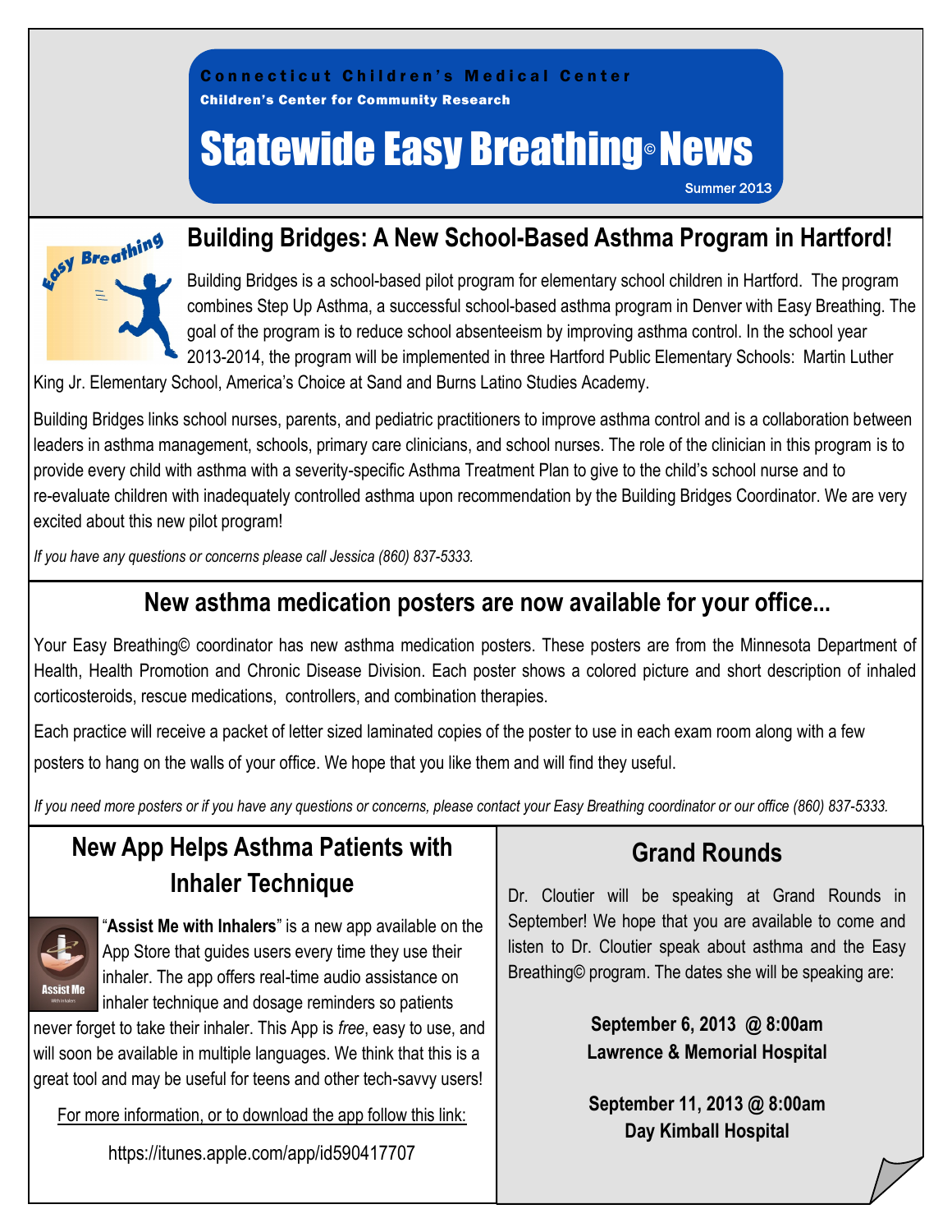Connecticut Children's Medical Center

Children's Center for Community Research

# Statewide Easy Breathing© News

Summer 2013

## Building Bridges: A New School-Based Asthma Program in Hartford!

Building Bridges is a school-based pilot program for elementary school children in Hartford. The program combines Step Up Asthma, a successful school-based asthma program in Denver with Easy Breathing. The goal of the program is to reduce school absenteeism by improving asthma control. In the school year 2013-2014, the program will be implemented in three Hartford Public Elementary Schools: Martin Luther King Jr. Elementary School, America's Choice at Sand and Burns Latino Studies Academy.

Building Bridges links school nurses, parents, and pediatric practitioners to improve asthma control and is a collaboration between leaders in asthma management, schools, primary care clinicians, and school nurses. The role of the clinician in this program is to provide every child with asthma with a severity-specific Asthma Treatment Plan to give to the child's school nurse and to re-evaluate children with inadequately controlled asthma upon recommendation by the Building Bridges Coordinator. We are very excited about this new pilot program!

*If you have any questions or concerns please call Jessica (860) 837-5333.*

## New asthma medication posters are now available for your office...

Your Easy Breathing© coordinator has new asthma medication posters. These posters are from the Minnesota Department of Health, Health Promotion and Chronic Disease Division. Each poster shows a colored picture and short description of inhaled corticosteroids, rescue medications, controllers, and combination therapies.

Each practice will receive a packet of letter sized laminated copies of the poster to use in each exam room along with a few posters to hang on the walls of your office. We hope that you like them and will find they useful.

*If you need more posters or if you have any questions or concerns, please contact your Easy Breathing coordinator or our office (860) 837-5333.*

## New App Helps Asthma Patients with Inhaler Technique

"**Assist Me with Inhalers**" is a new app available on the App Store that guides users every time they use their inhaler. The app offers real-time audio assistance on inhaler technique and dosage reminders so patients never forget to take their inhaler. This App is *free*, easy to use, and will soon be available in multiple languages. We think that this is a great tool and may be useful for teens and other tech-savvy users!

For more information, or to download the app follow this link:

https://itunes.apple.com/app/id590417707

## Grand Rounds

Dr. Cloutier will be speaking at Grand Rounds in September! We hope that you are available to come and listen to Dr. Cloutier speak about asthma and the Easy Breathing© program. The dates she will be speaking are:

**September 6, 2013 @ 8:00am**
**Lawrence & Memorial Hospital**

**September 11, 2013 @ 8:00am**
**Day Kimball Hospital**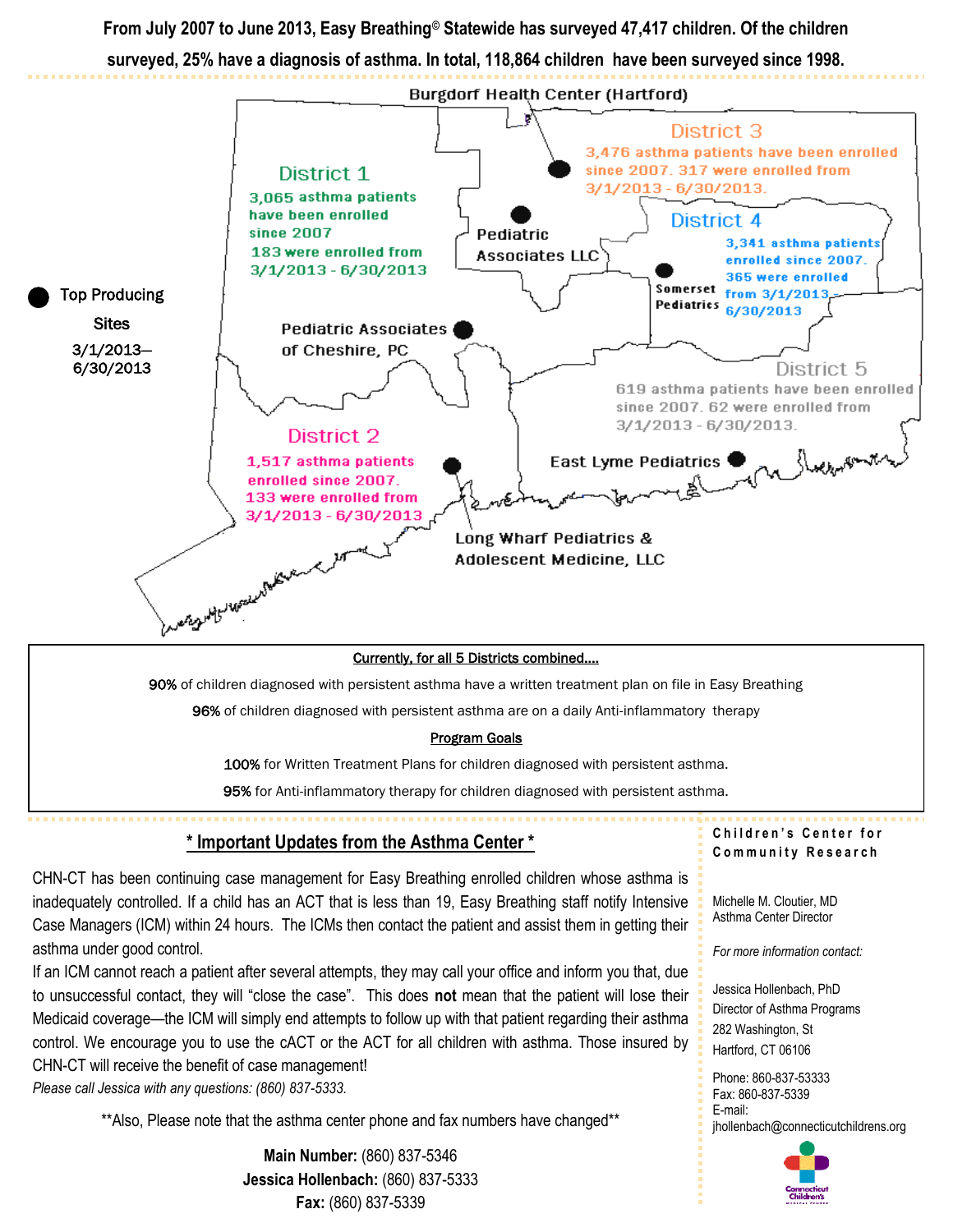**From July 2007 to June 2013, Easy Breathing© Statewide has surveyed 47,417 children. Of the children surveyed, 25% have a diagnosis of asthma. In total, 118,864 children have been surveyed since 1998.**

Burgdorf Health Center (Hartford)

District 3
3,476 asthma patients have been enrolled since 2007. 317 were enrolled from 3/1/2013 - 6/30/2013.

District 1
3,065 asthma patients have been enrolled since 2007
183 were enrolled from 3/1/2013 - 6/30/2013

Pediatric Associates LLC

District 4
3,341 asthma patients enrolled since 2007.
365 were enrolled from 3/1/2013 – 6/30/2013

Somerset Pediatrics

Top Producing Sites
3/1/2013– 6/30/2013

Pediatric Associates of Cheshire, PC

District 5
619 asthma patients have been enrolled since 2007. 62 were enrolled from 3/1/2013 - 6/30/2013.

District 2
1,517 asthma patients enrolled since 2007.
133 were enrolled from 3/1/2013 - 6/30/2013

East Lyme Pediatrics

Long Wharf Pediatrics & Adolescent Medicine, LLC

Currently, for all 5 Districts combined….

**90%** of children diagnosed with persistent asthma have a written treatment plan on file in Easy Breathing

**96%** of children diagnosed with persistent asthma are on a daily Anti-inflammatory therapy

Program Goals

**100%** for Written Treatment Plans for children diagnosed with persistent asthma.

**95%** for Anti-inflammatory therapy for children diagnosed with persistent asthma.

## * Important Updates from the Asthma Center *

CHN-CT has been continuing case management for Easy Breathing enrolled children whose asthma is inadequately controlled. If a child has an ACT that is less than 19, Easy Breathing staff notify Intensive Case Managers (ICM) within 24 hours. The ICMs then contact the patient and assist them in getting their asthma under good control.

If an ICM cannot reach a patient after several attempts, they may call your office and inform you that, due to unsuccessful contact, they will "close the case". This does **not** mean that the patient will lose their Medicaid coverage—the ICM will simply end attempts to follow up with that patient regarding their asthma control. We encourage you to use the cACT or the ACT for all children with asthma. Those insured by CHN-CT will receive the benefit of case management!

*Please call Jessica with any questions: (860) 837-5333.*

**Also, Please note that the asthma center phone and fax numbers have changed**

**Main Number:** (860) 837-5346
**Jessica Hollenbach:** (860) 837-5333
**Fax:** (860) 837-5339

**Children's Center for Community Research**

Michelle M. Cloutier, MD
Asthma Center Director

*For more information contact:*

Jessica Hollenbach, PhD
Director of Asthma Programs
282 Washington, St
Hartford, CT 06106

Phone: 860-837-53333
Fax: 860-837-5339
E-mail: jhollenbach@connecticutchildrens.org

Connecticut Children's